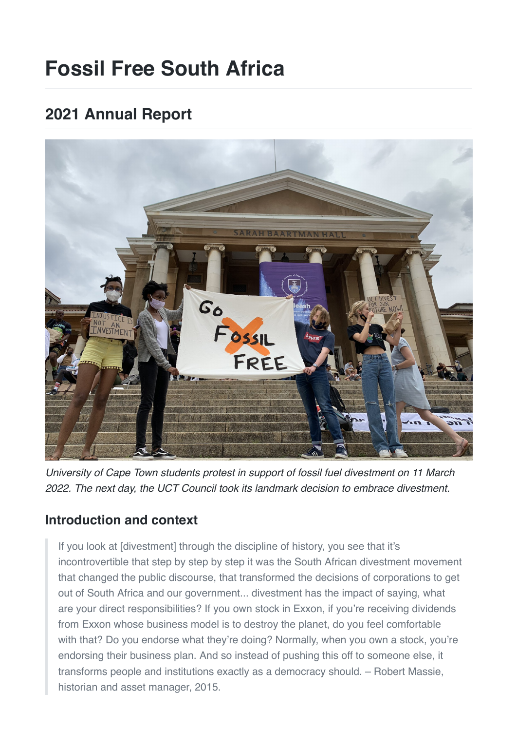# Fossil Free South Africa

## 2021 Annual Report

*University of Cape Town students protest in support of fossil fuel divestment on 11 March 2022. The next day, the UCT Council took its landmark decision to embrace divestment.*

### Introduction and context

> If you look at [divestment] through the discipline of history, you see that it's incontrovertible that step by step by step it was the South African divestment movement that changed the public discourse, that transformed the decisions of corporations to get out of South Africa and our government... divestment has the impact of saying, what are your direct responsibilities? If you own stock in Exxon, if you're receiving dividends from Exxon whose business model is to destroy the planet, do you feel comfortable with that? Do you endorse what they're doing? Normally, when you own a stock, you're endorsing their business plan. And so instead of pushing this off to someone else, it transforms people and institutions exactly as a democracy should. – Robert Massie, historian and asset manager, 2015.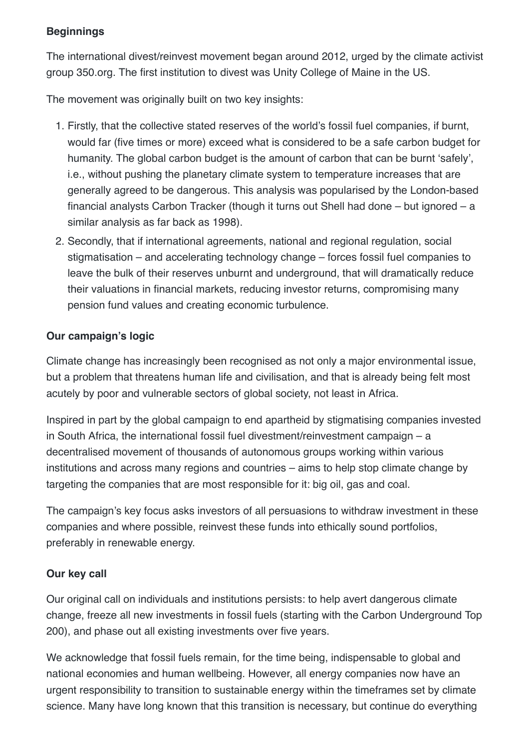**Beginnings**

The international divest/reinvest movement began around 2012, urged by the climate activist group 350.org. The first institution to divest was Unity College of Maine in the US.

The movement was originally built on two key insights:

1. Firstly, that the collective stated reserves of the world's fossil fuel companies, if burnt, would far (five times or more) exceed what is considered to be a safe carbon budget for humanity. The global carbon budget is the amount of carbon that can be burnt 'safely', i.e., without pushing the planetary climate system to temperature increases that are generally agreed to be dangerous. This analysis was popularised by the London-based financial analysts Carbon Tracker (though it turns out Shell had done – but ignored – a similar analysis as far back as 1998).
2. Secondly, that if international agreements, national and regional regulation, social stigmatisation – and accelerating technology change – forces fossil fuel companies to leave the bulk of their reserves unburnt and underground, that will dramatically reduce their valuations in financial markets, reducing investor returns, compromising many pension fund values and creating economic turbulence.

**Our campaign's logic**

Climate change has increasingly been recognised as not only a major environmental issue, but a problem that threatens human life and civilisation, and that is already being felt most acutely by poor and vulnerable sectors of global society, not least in Africa.

Inspired in part by the global campaign to end apartheid by stigmatising companies invested in South Africa, the international fossil fuel divestment/reinvestment campaign – a decentralised movement of thousands of autonomous groups working within various institutions and across many regions and countries – aims to help stop climate change by targeting the companies that are most responsible for it: big oil, gas and coal.

The campaign's key focus asks investors of all persuasions to withdraw investment in these companies and where possible, reinvest these funds into ethically sound portfolios, preferably in renewable energy.

**Our key call**

Our original call on individuals and institutions persists: to help avert dangerous climate change, freeze all new investments in fossil fuels (starting with the Carbon Underground Top 200), and phase out all existing investments over five years.

We acknowledge that fossil fuels remain, for the time being, indispensable to global and national economies and human wellbeing. However, all energy companies now have an urgent responsibility to transition to sustainable energy within the timeframes set by climate science. Many have long known that this transition is necessary, but continue do everything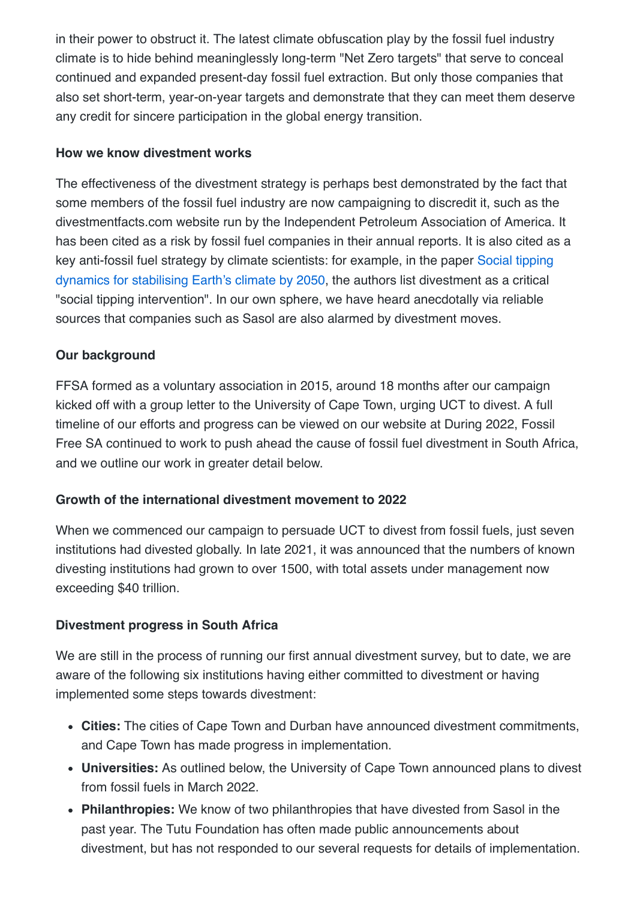in their power to obstruct it. The latest climate obfuscation play by the fossil fuel industry climate is to hide behind meaninglessly long-term "Net Zero targets" that serve to conceal continued and expanded present-day fossil fuel extraction. But only those companies that also set short-term, year-on-year targets and demonstrate that they can meet them deserve any credit for sincere participation in the global energy transition.

**How we know divestment works**

The effectiveness of the divestment strategy is perhaps best demonstrated by the fact that some members of the fossil fuel industry are now campaigning to discredit it, such as the divestmentfacts.com website run by the Independent Petroleum Association of America. It has been cited as a risk by fossil fuel companies in their annual reports. It is also cited as a key anti-fossil fuel strategy by climate scientists: for example, in the paper Social tipping dynamics for stabilising Earth's climate by 2050, the authors list divestment as a critical "social tipping intervention". In our own sphere, we have heard anecdotally via reliable sources that companies such as Sasol are also alarmed by divestment moves.

**Our background**

FFSA formed as a voluntary association in 2015, around 18 months after our campaign kicked off with a group letter to the University of Cape Town, urging UCT to divest. A full timeline of our efforts and progress can be viewed on our website at During 2022, Fossil Free SA continued to work to push ahead the cause of fossil fuel divestment in South Africa, and we outline our work in greater detail below.

**Growth of the international divestment movement to 2022**

When we commenced our campaign to persuade UCT to divest from fossil fuels, just seven institutions had divested globally. In late 2021, it was announced that the numbers of known divesting institutions had grown to over 1500, with total assets under management now exceeding $40 trillion.

**Divestment progress in South Africa**

We are still in the process of running our first annual divestment survey, but to date, we are aware of the following six institutions having either committed to divestment or having implemented some steps towards divestment:

- **Cities:** The cities of Cape Town and Durban have announced divestment commitments, and Cape Town has made progress in implementation.
- **Universities:** As outlined below, the University of Cape Town announced plans to divest from fossil fuels in March 2022.
- **Philanthropies:** We know of two philanthropies that have divested from Sasol in the past year. The Tutu Foundation has often made public announcements about divestment, but has not responded to our several requests for details of implementation.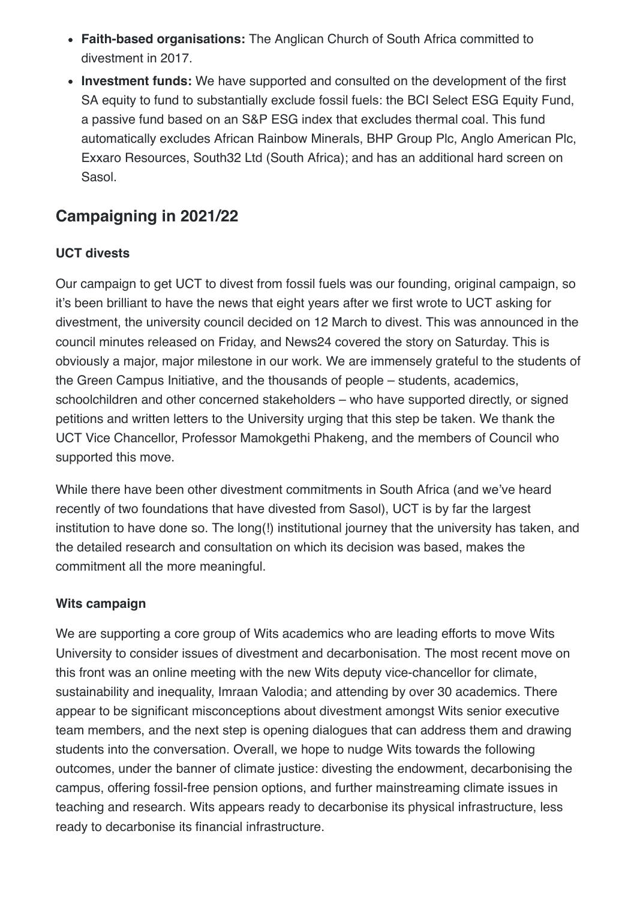- **Faith-based organisations:** The Anglican Church of South Africa committed to divestment in 2017.
- **Investment funds:** We have supported and consulted on the development of the first SA equity to fund to substantially exclude fossil fuels: the BCI Select ESG Equity Fund, a passive fund based on an S&P ESG index that excludes thermal coal. This fund automatically excludes African Rainbow Minerals, BHP Group Plc, Anglo American Plc, Exxaro Resources, South32 Ltd (South Africa); and has an additional hard screen on Sasol.

## Campaigning in 2021/22

### UCT divests

Our campaign to get UCT to divest from fossil fuels was our founding, original campaign, so it's been brilliant to have the news that eight years after we first wrote to UCT asking for divestment, the university council decided on 12 March to divest. This was announced in the council minutes released on Friday, and News24 covered the story on Saturday. This is obviously a major, major milestone in our work. We are immensely grateful to the students of the Green Campus Initiative, and the thousands of people – students, academics, schoolchildren and other concerned stakeholders – who have supported directly, or signed petitions and written letters to the University urging that this step be taken. We thank the UCT Vice Chancellor, Professor Mamokgethi Phakeng, and the members of Council who supported this move.

While there have been other divestment commitments in South Africa (and we've heard recently of two foundations that have divested from Sasol), UCT is by far the largest institution to have done so. The long(!) institutional journey that the university has taken, and the detailed research and consultation on which its decision was based, makes the commitment all the more meaningful.

### Wits campaign

We are supporting a core group of Wits academics who are leading efforts to move Wits University to consider issues of divestment and decarbonisation. The most recent move on this front was an online meeting with the new Wits deputy vice-chancellor for climate, sustainability and inequality, Imraan Valodia; and attending by over 30 academics. There appear to be significant misconceptions about divestment amongst Wits senior executive team members, and the next step is opening dialogues that can address them and drawing students into the conversation. Overall, we hope to nudge Wits towards the following outcomes, under the banner of climate justice: divesting the endowment, decarbonising the campus, offering fossil-free pension options, and further mainstreaming climate issues in teaching and research. Wits appears ready to decarbonise its physical infrastructure, less ready to decarbonise its financial infrastructure.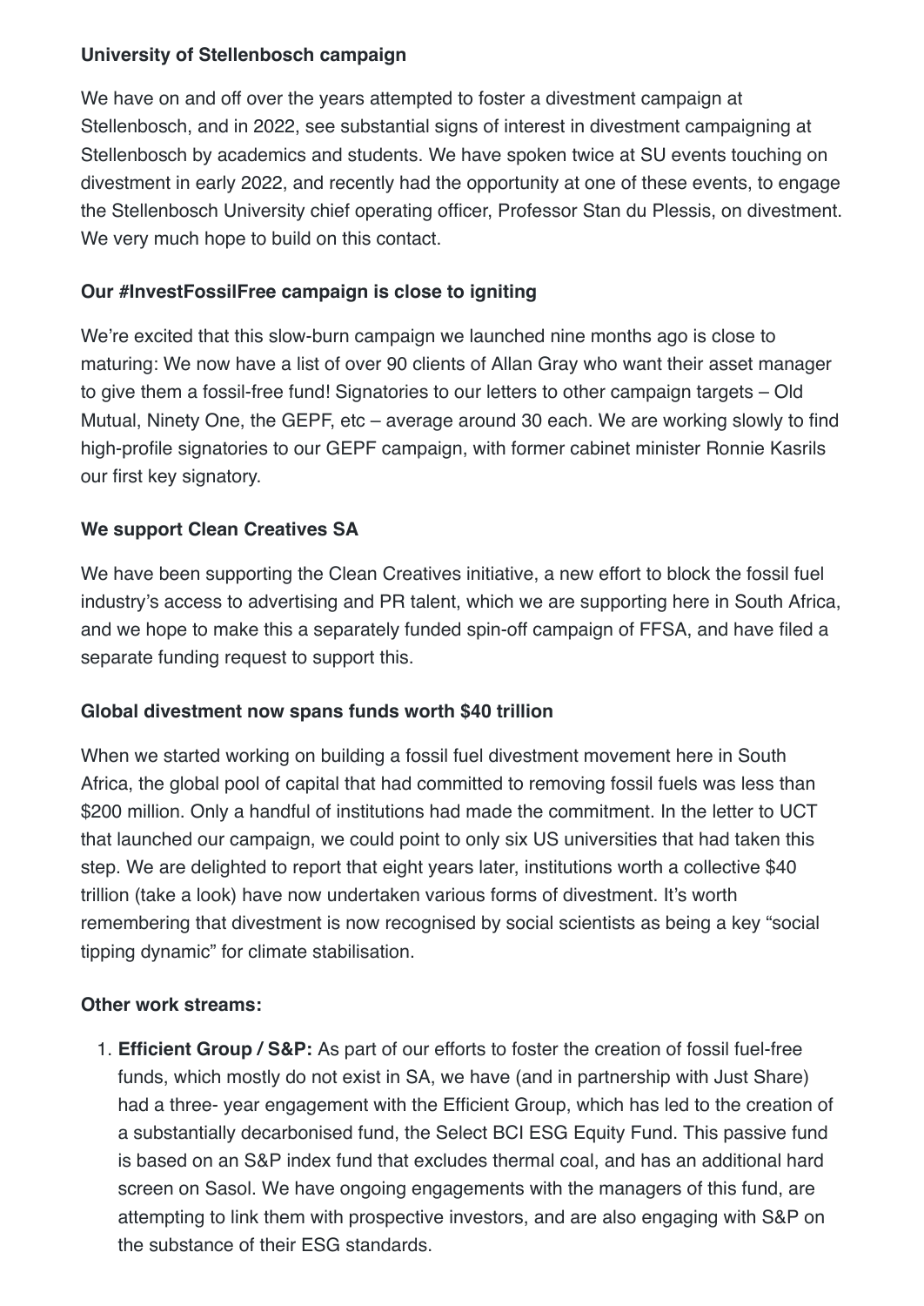**University of Stellenbosch campaign**

We have on and off over the years attempted to foster a divestment campaign at Stellenbosch, and in 2022, see substantial signs of interest in divestment campaigning at Stellenbosch by academics and students. We have spoken twice at SU events touching on divestment in early 2022, and recently had the opportunity at one of these events, to engage the Stellenbosch University chief operating officer, Professor Stan du Plessis, on divestment. We very much hope to build on this contact.

**Our #InvestFossilFree campaign is close to igniting**

We're excited that this slow-burn campaign we launched nine months ago is close to maturing: We now have a list of over 90 clients of Allan Gray who want their asset manager to give them a fossil-free fund! Signatories to our letters to other campaign targets – Old Mutual, Ninety One, the GEPF, etc – average around 30 each. We are working slowly to find high-profile signatories to our GEPF campaign, with former cabinet minister Ronnie Kasrils our first key signatory.

**We support Clean Creatives SA**

We have been supporting the Clean Creatives initiative, a new effort to block the fossil fuel industry's access to advertising and PR talent, which we are supporting here in South Africa, and we hope to make this a separately funded spin-off campaign of FFSA, and have filed a separate funding request to support this.

**Global divestment now spans funds worth $40 trillion**

When we started working on building a fossil fuel divestment movement here in South Africa, the global pool of capital that had committed to removing fossil fuels was less than $200 million. Only a handful of institutions had made the commitment. In the letter to UCT that launched our campaign, we could point to only six US universities that had taken this step. We are delighted to report that eight years later, institutions worth a collective $40 trillion (take a look) have now undertaken various forms of divestment. It's worth remembering that divestment is now recognised by social scientists as being a key "social tipping dynamic" for climate stabilisation.

**Other work streams:**

1. **Efficient Group / S&P:** As part of our efforts to foster the creation of fossil fuel-free funds, which mostly do not exist in SA, we have (and in partnership with Just Share) had a three- year engagement with the Efficient Group, which has led to the creation of a substantially decarbonised fund, the Select BCI ESG Equity Fund. This passive fund is based on an S&P index fund that excludes thermal coal, and has an additional hard screen on Sasol. We have ongoing engagements with the managers of this fund, are attempting to link them with prospective investors, and are also engaging with S&P on the substance of their ESG standards.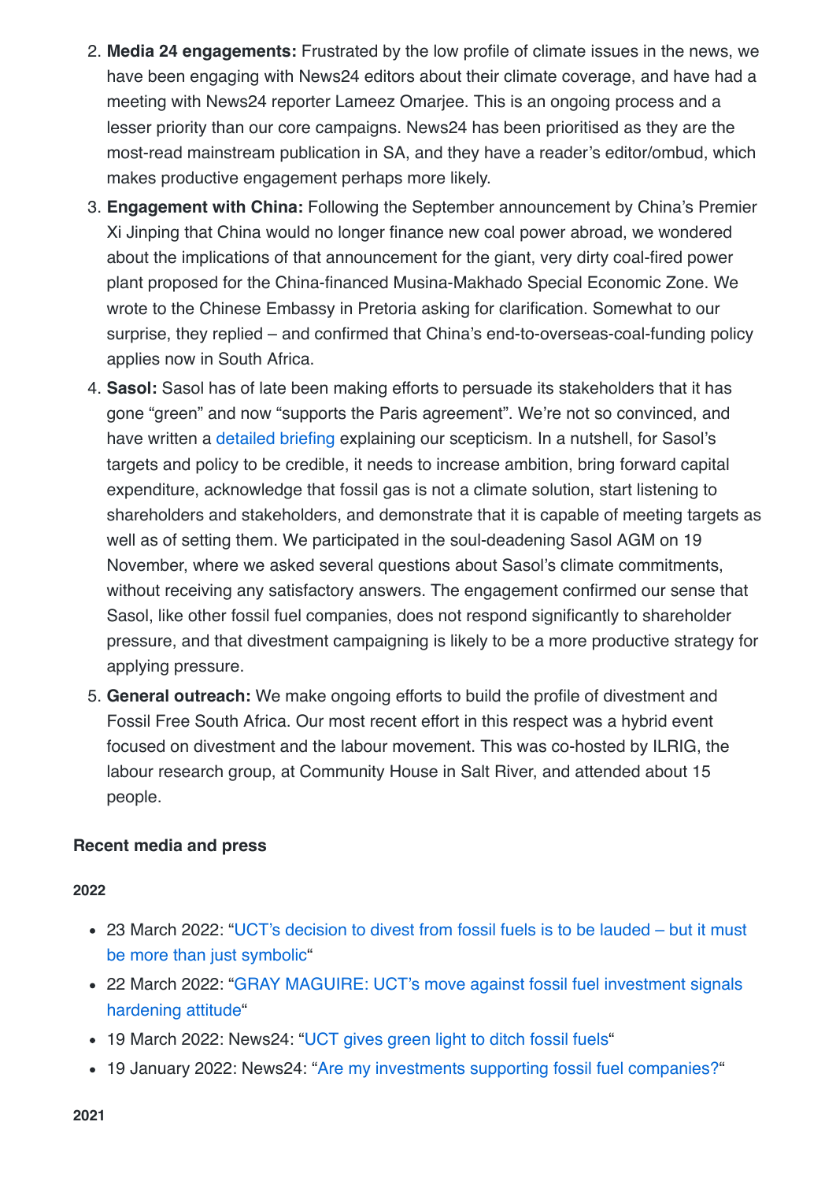2. **Media 24 engagements:** Frustrated by the low profile of climate issues in the news, we have been engaging with News24 editors about their climate coverage, and have had a meeting with News24 reporter Lameez Omarjee. This is an ongoing process and a lesser priority than our core campaigns. News24 has been prioritised as they are the most-read mainstream publication in SA, and they have a reader's editor/ombud, which makes productive engagement perhaps more likely.
3. **Engagement with China:** Following the September announcement by China's Premier Xi Jinping that China would no longer finance new coal power abroad, we wondered about the implications of that announcement for the giant, very dirty coal-fired power plant proposed for the China-financed Musina-Makhado Special Economic Zone. We wrote to the Chinese Embassy in Pretoria asking for clarification. Somewhat to our surprise, they replied – and confirmed that China's end-to-overseas-coal-funding policy applies now in South Africa.
4. **Sasol:** Sasol has of late been making efforts to persuade its stakeholders that it has gone "green" and now "supports the Paris agreement". We're not so convinced, and have written a detailed briefing explaining our scepticism. In a nutshell, for Sasol's targets and policy to be credible, it needs to increase ambition, bring forward capital expenditure, acknowledge that fossil gas is not a climate solution, start listening to shareholders and stakeholders, and demonstrate that it is capable of meeting targets as well as of setting them. We participated in the soul-deadening Sasol AGM on 19 November, where we asked several questions about Sasol's climate commitments, without receiving any satisfactory answers. The engagement confirmed our sense that Sasol, like other fossil fuel companies, does not respond significantly to shareholder pressure, and that divestment campaigning is likely to be a more productive strategy for applying pressure.
5. **General outreach:** We make ongoing efforts to build the profile of divestment and Fossil Free South Africa. Our most recent effort in this respect was a hybrid event focused on divestment and the labour movement. This was co-hosted by ILRIG, the labour research group, at Community House in Salt River, and attended about 15 people.

### Recent media and press

#### 2022

- 23 March 2022: "UCT's decision to divest from fossil fuels is to be lauded – but it must be more than just symbolic"
- 22 March 2022: "GRAY MAGUIRE: UCT's move against fossil fuel investment signals hardening attitude"
- 19 March 2022: News24: "UCT gives green light to ditch fossil fuels"
- 19 January 2022: News24: "Are my investments supporting fossil fuel companies?"

#### 2021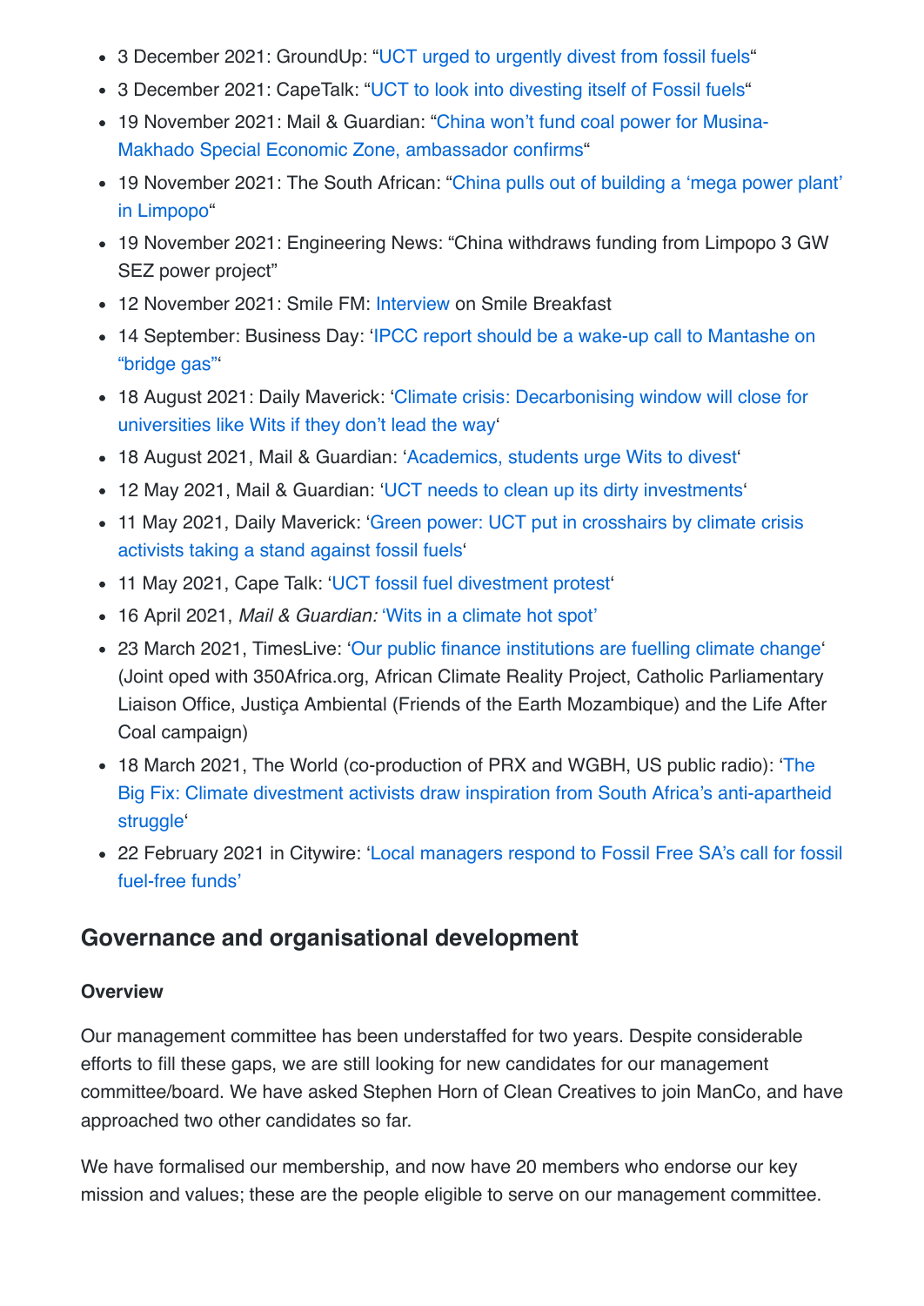- 3 December 2021: GroundUp: "UCT urged to urgently divest from fossil fuels"
- 3 December 2021: CapeTalk: "UCT to look into divesting itself of Fossil fuels"
- 19 November 2021: Mail & Guardian: "China won't fund coal power for Musina-Makhado Special Economic Zone, ambassador confirms"
- 19 November 2021: The South African: "China pulls out of building a 'mega power plant' in Limpopo"
- 19 November 2021: Engineering News: "China withdraws funding from Limpopo 3 GW SEZ power project"
- 12 November 2021: Smile FM: Interview on Smile Breakfast
- 14 September: Business Day: 'IPCC report should be a wake-up call to Mantashe on "bridge gas"'
- 18 August 2021: Daily Maverick: 'Climate crisis: Decarbonising window will close for universities like Wits if they don't lead the way'
- 18 August 2021, Mail & Guardian: 'Academics, students urge Wits to divest'
- 12 May 2021, Mail & Guardian: 'UCT needs to clean up its dirty investments'
- 11 May 2021, Daily Maverick: 'Green power: UCT put in crosshairs by climate crisis activists taking a stand against fossil fuels'
- 11 May 2021, Cape Talk: 'UCT fossil fuel divestment protest'
- 16 April 2021, *Mail & Guardian:* 'Wits in a climate hot spot'
- 23 March 2021, TimesLive: 'Our public finance institutions are fuelling climate change' (Joint oped with 350Africa.org, African Climate Reality Project, Catholic Parliamentary Liaison Office, Justiça Ambiental (Friends of the Earth Mozambique) and the Life After Coal campaign)
- 18 March 2021, The World (co-production of PRX and WGBH, US public radio): 'The Big Fix: Climate divestment activists draw inspiration from South Africa's anti-apartheid struggle'
- 22 February 2021 in Citywire: 'Local managers respond to Fossil Free SA's call for fossil fuel-free funds'

## Governance and organisational development

**Overview**

Our management committee has been understaffed for two years. Despite considerable efforts to fill these gaps, we are still looking for new candidates for our management committee/board. We have asked Stephen Horn of Clean Creatives to join ManCo, and have approached two other candidates so far.

We have formalised our membership, and now have 20 members who endorse our key mission and values; these are the people eligible to serve on our management committee.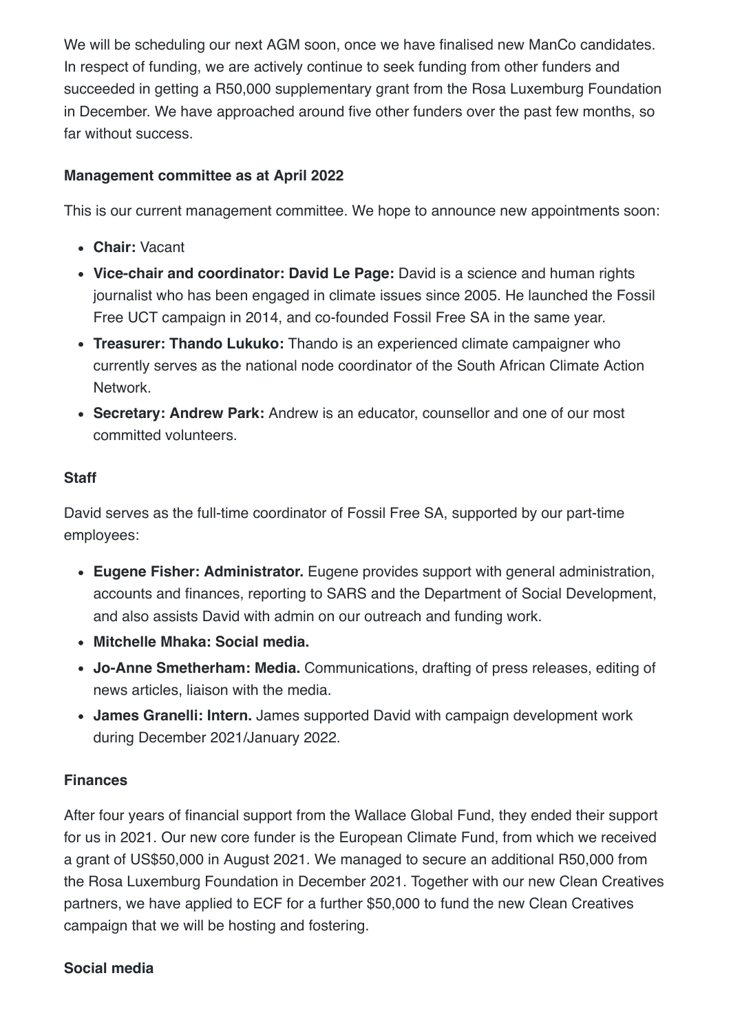We will be scheduling our next AGM soon, once we have finalised new ManCo candidates. In respect of funding, we are actively continue to seek funding from other funders and succeeded in getting a R50,000 supplementary grant from the Rosa Luxemburg Foundation in December. We have approached around five other funders over the past few months, so far without success.

### Management committee as at April 2022

This is our current management committee. We hope to announce new appointments soon:

- **Chair:** Vacant
- **Vice-chair and coordinator: David Le Page:** David is a science and human rights journalist who has been engaged in climate issues since 2005. He launched the Fossil Free UCT campaign in 2014, and co-founded Fossil Free SA in the same year.
- **Treasurer: Thando Lukuko:** Thando is an experienced climate campaigner who currently serves as the national node coordinator of the South African Climate Action Network.
- **Secretary: Andrew Park:** Andrew is an educator, counsellor and one of our most committed volunteers.

### Staff

David serves as the full-time coordinator of Fossil Free SA, supported by our part-time employees:

- **Eugene Fisher: Administrator.** Eugene provides support with general administration, accounts and finances, reporting to SARS and the Department of Social Development, and also assists David with admin on our outreach and funding work.
- **Mitchelle Mhaka: Social media.**
- **Jo-Anne Smetherham: Media.** Communications, drafting of press releases, editing of news articles, liaison with the media.
- **James Granelli: Intern.** James supported David with campaign development work during December 2021/January 2022.

### Finances

After four years of financial support from the Wallace Global Fund, they ended their support for us in 2021. Our new core funder is the European Climate Fund, from which we received a grant of US$50,000 in August 2021. We managed to secure an additional R50,000 from the Rosa Luxemburg Foundation in December 2021. Together with our new Clean Creatives partners, we have applied to ECF for a further $50,000 to fund the new Clean Creatives campaign that we will be hosting and fostering.

### Social media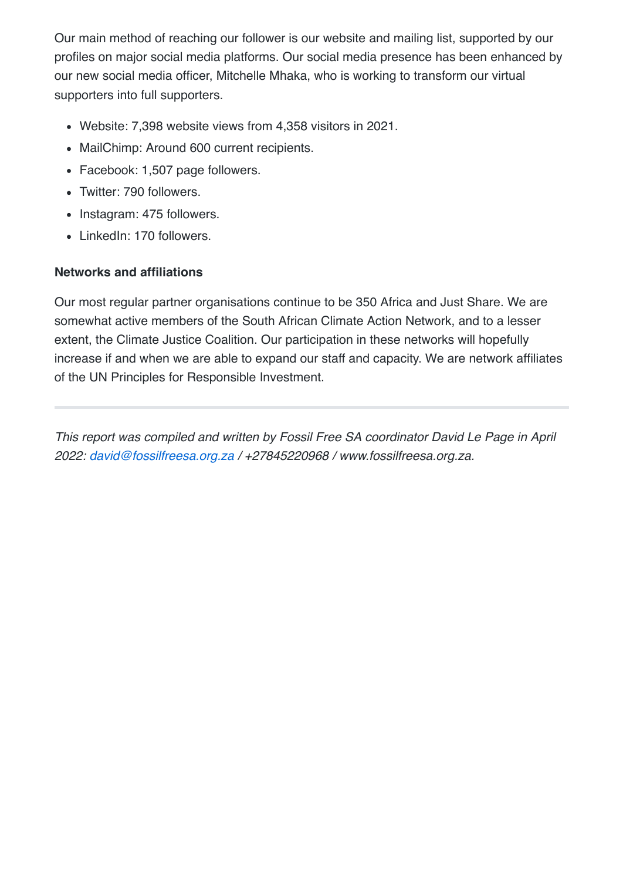Our main method of reaching our follower is our website and mailing list, supported by our profiles on major social media platforms. Our social media presence has been enhanced by our new social media officer, Mitchelle Mhaka, who is working to transform our virtual supporters into full supporters.

- Website: 7,398 website views from 4,358 visitors in 2021.
- MailChimp: Around 600 current recipients.
- Facebook: 1,507 page followers.
- Twitter: 790 followers.
- Instagram: 475 followers.
- LinkedIn: 170 followers.

**Networks and affiliations**

Our most regular partner organisations continue to be 350 Africa and Just Share. We are somewhat active members of the South African Climate Action Network, and to a lesser extent, the Climate Justice Coalition. Our participation in these networks will hopefully increase if and when we are able to expand our staff and capacity. We are network affiliates of the UN Principles for Responsible Investment.

---

*This report was compiled and written by Fossil Free SA coordinator David Le Page in April 2022: david@fossilfreesa.org.za / +27845220968 / www.fossilfreesa.org.za.*